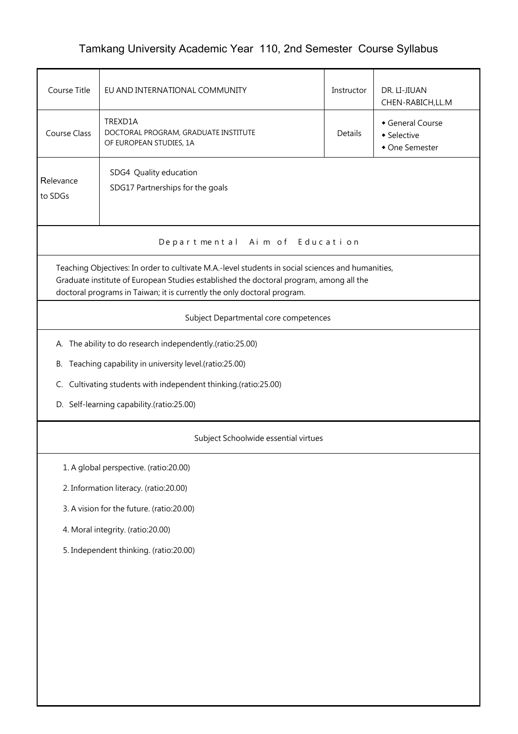# Tamkang University Academic Year 110, 2nd Semester Course Syllabus

| Course Title | EU AND INTERNATIONAL COMMUNITY | Instructor | DR. LI-JIUAN CHEN-RABICH,LL.M |
|---|---|---|---|
| Course Class | TREXD1A<br>DOCTORAL PROGRAM, GRADUATE INSTITUTE OF EUROPEAN STUDIES, 1A | Details | ◆ General Course<br>◆ Selective<br>◆ One Semester |
| Relevance to SDGs | SDG4 Quality education<br>SDG17 Partnerships for the goals | | |

## Departmental Aim of Education

Teaching Objectives: In order to cultivate M.A.-level students in social sciences and humanities, Graduate institute of European Studies established the doctoral program, among all the doctoral programs in Taiwan; it is currently the only doctoral program.

## Subject Departmental core competences

A. The ability to do research independently.(ratio:25.00)

B. Teaching capability in university level.(ratio:25.00)

C. Cultivating students with independent thinking.(ratio:25.00)

D. Self-learning capability.(ratio:25.00)

## Subject Schoolwide essential virtues

1. A global perspective. (ratio:20.00)
2. Information literacy. (ratio:20.00)
3. A vision for the future. (ratio:20.00)
4. Moral integrity. (ratio:20.00)
5. Independent thinking. (ratio:20.00)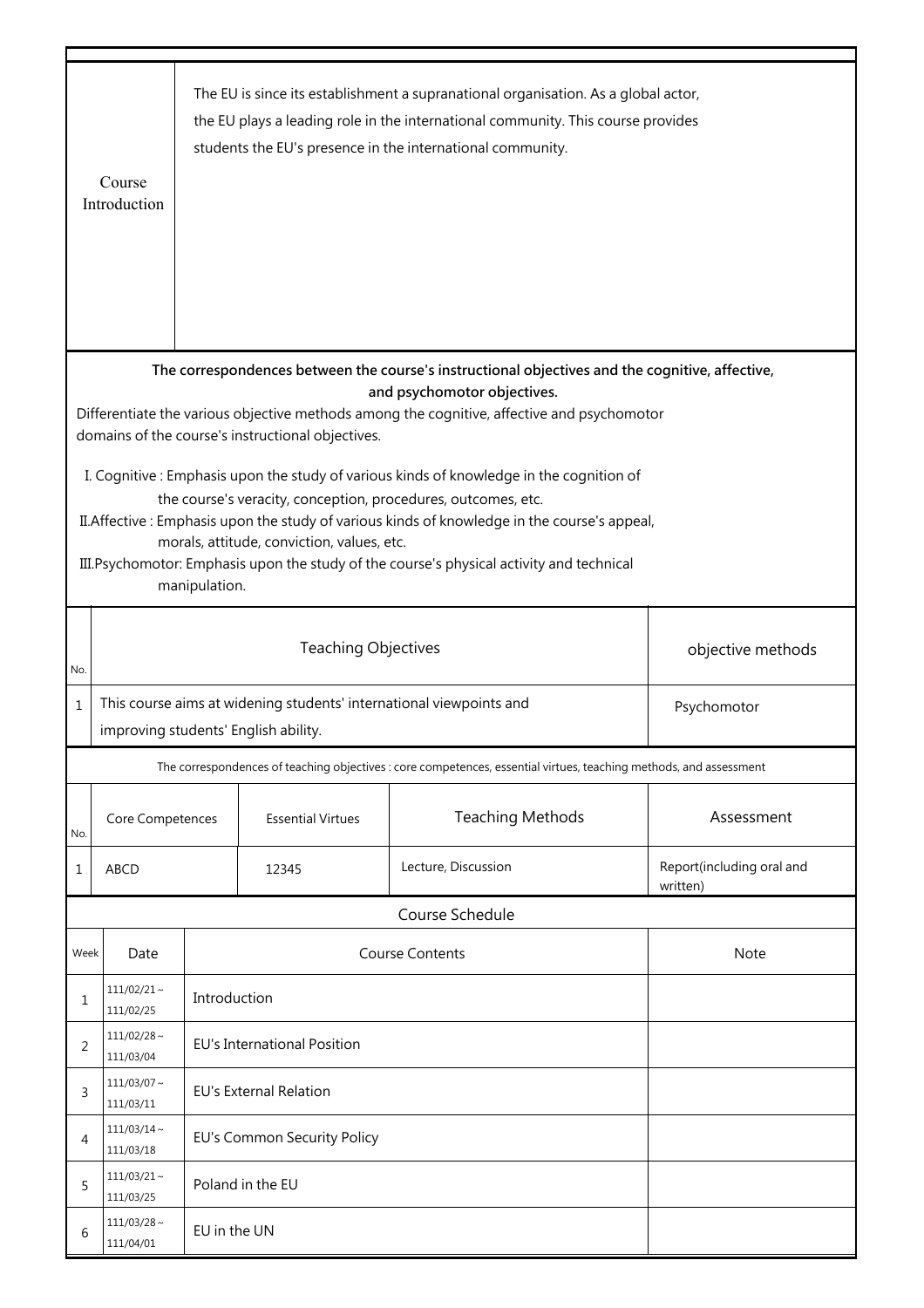| Course Introduction | The EU is since its establishment a supranational organisation. As a global actor, the EU plays a leading role in the international community. This course provides students the EU's presence in the international community. |
|---|---|

**The correspondences between the course's instructional objectives and the cognitive, affective, and psychomotor objectives.**

Differentiate the various objective methods among the cognitive, affective and psychomotor domains of the course's instructional objectives.

I. Cognitive : Emphasis upon the study of various kinds of knowledge in the cognition of the course's veracity, conception, procedures, outcomes, etc.

II.Affective : Emphasis upon the study of various kinds of knowledge in the course's appeal, morals, attitude, conviction, values, etc.

III.Psychomotor: Emphasis upon the study of the course's physical activity and technical manipulation.

| No. | Teaching Objectives | objective methods |
|---|---|---|
| 1 | This course aims at widening students' international viewpoints and improving students' English ability. | Psychomotor |

The correspondences of teaching objectives : core competences, essential virtues, teaching methods, and assessment

| No. | Core Competences | Essential Virtues | Teaching Methods | Assessment |
|---|---|---|---|---|
| 1 | ABCD | 12345 | Lecture, Discussion | Report(including oral and written) |

Course Schedule

| Week | Date | Course Contents | Note |
|---|---|---|---|
| 1 | 111/02/21～111/02/25 | Introduction | |
| 2 | 111/02/28～111/03/04 | EU's International Position | |
| 3 | 111/03/07～111/03/11 | EU's External Relation | |
| 4 | 111/03/14～111/03/18 | EU's Common Security Policy | |
| 5 | 111/03/21～111/03/25 | Poland in the EU | |
| 6 | 111/03/28～111/04/01 | EU in the UN | |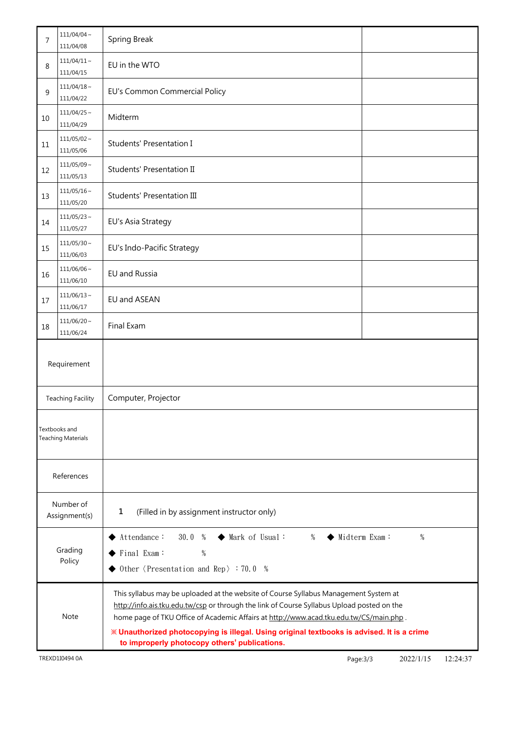| | | | |
|---|---|---|---|
| 7 | 111/04/04～111/04/08 | Spring Break | |
| 8 | 111/04/11～111/04/15 | EU in the WTO | |
| 9 | 111/04/18～111/04/22 | EU's Common Commercial Policy | |
| 10 | 111/04/25～111/04/29 | Midterm | |
| 11 | 111/05/02～111/05/06 | Students' Presentation I | |
| 12 | 111/05/09～111/05/13 | Students' Presentation II | |
| 13 | 111/05/16～111/05/20 | Students' Presentation III | |
| 14 | 111/05/23～111/05/27 | EU's Asia Strategy | |
| 15 | 111/05/30～111/06/03 | EU's Indo-Pacific Strategy | |
| 16 | 111/06/06～111/06/10 | EU and Russia | |
| 17 | 111/06/13～111/06/17 | EU and ASEAN | |
| 18 | 111/06/20～111/06/24 | Final Exam | |

| | |
|---|---|
| Requirement | |
| Teaching Facility | Computer, Projector |
| Textbooks and Teaching Materials | |
| References | |
| Number of Assignment(s) | 1 (Filled in by assignment instructor only) |
| Grading Policy | ◆ Attendance： 30.0 % ◆ Mark of Usual： % ◆ Midterm Exam： %<br>◆ Final Exam： %<br>◆ Other〈Presentation and Rep〉：70.0 % |
| Note | This syllabus may be uploaded at the website of Course Syllabus Management System at http://info.ais.tku.edu.tw/csp or through the link of Course Syllabus Upload posted on the home page of TKU Office of Academic Affairs at http://www.acad.tku.edu.tw/CS/main.php .<br>**※Unauthorized photocopying is illegal. Using original textbooks is advised. It is a crime to improperly photocopy others' publications.** |

TREXD1I0494 0A 2022/1/15 12:24:37